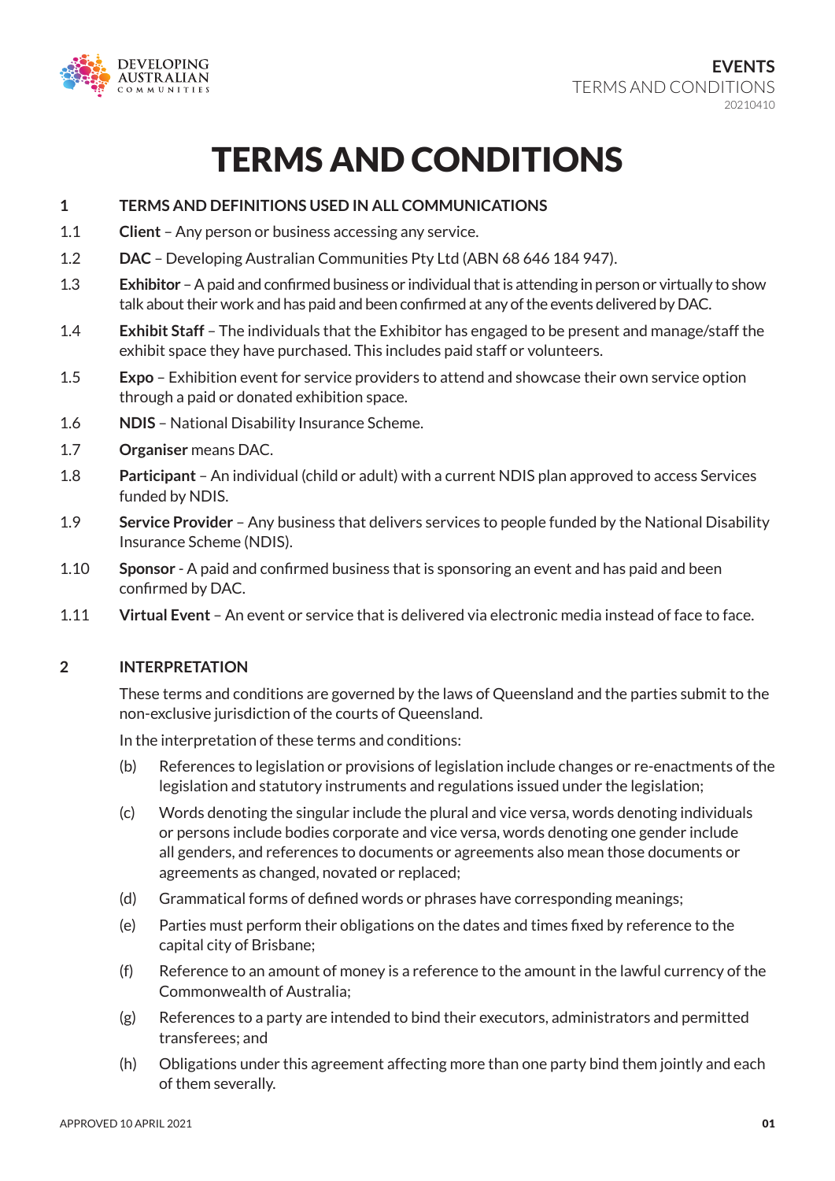# TERMS AND CONDITIONS

## 1 TERMS AND DEFINITIONS USED IN ALL COMMUNICATIONS

1.1 **Client** – Any person or business accessing any service.

1.2 **DAC** – Developing Australian Communities Pty Ltd (ABN 68 646 184 947).

1.3 **Exhibitor** – A paid and confirmed business or individual that is attending in person or virtually to show talk about their work and has paid and been confirmed at any of the events delivered by DAC.

1.4 **Exhibit Staff** – The individuals that the Exhibitor has engaged to be present and manage/staff the exhibit space they have purchased. This includes paid staff or volunteers.

1.5 **Expo** – Exhibition event for service providers to attend and showcase their own service option through a paid or donated exhibition space.

1.6 **NDIS** – National Disability Insurance Scheme.

1.7 **Organiser** means DAC.

1.8 **Participant** – An individual (child or adult) with a current NDIS plan approved to access Services funded by NDIS.

1.9 **Service Provider** – Any business that delivers services to people funded by the National Disability Insurance Scheme (NDIS).

1.10 **Sponsor** - A paid and confirmed business that is sponsoring an event and has paid and been confirmed by DAC.

1.11 **Virtual Event** – An event or service that is delivered via electronic media instead of face to face.

## 2 INTERPRETATION

These terms and conditions are governed by the laws of Queensland and the parties submit to the non-exclusive jurisdiction of the courts of Queensland.

In the interpretation of these terms and conditions:

(b) References to legislation or provisions of legislation include changes or re-enactments of the legislation and statutory instruments and regulations issued under the legislation;

(c) Words denoting the singular include the plural and vice versa, words denoting individuals or persons include bodies corporate and vice versa, words denoting one gender include all genders, and references to documents or agreements also mean those documents or agreements as changed, novated or replaced;

(d) Grammatical forms of defined words or phrases have corresponding meanings;

(e) Parties must perform their obligations on the dates and times fixed by reference to the capital city of Brisbane;

(f) Reference to an amount of money is a reference to the amount in the lawful currency of the Commonwealth of Australia;

(g) References to a party are intended to bind their executors, administrators and permitted transferees; and

(h) Obligations under this agreement affecting more than one party bind them jointly and each of them severally.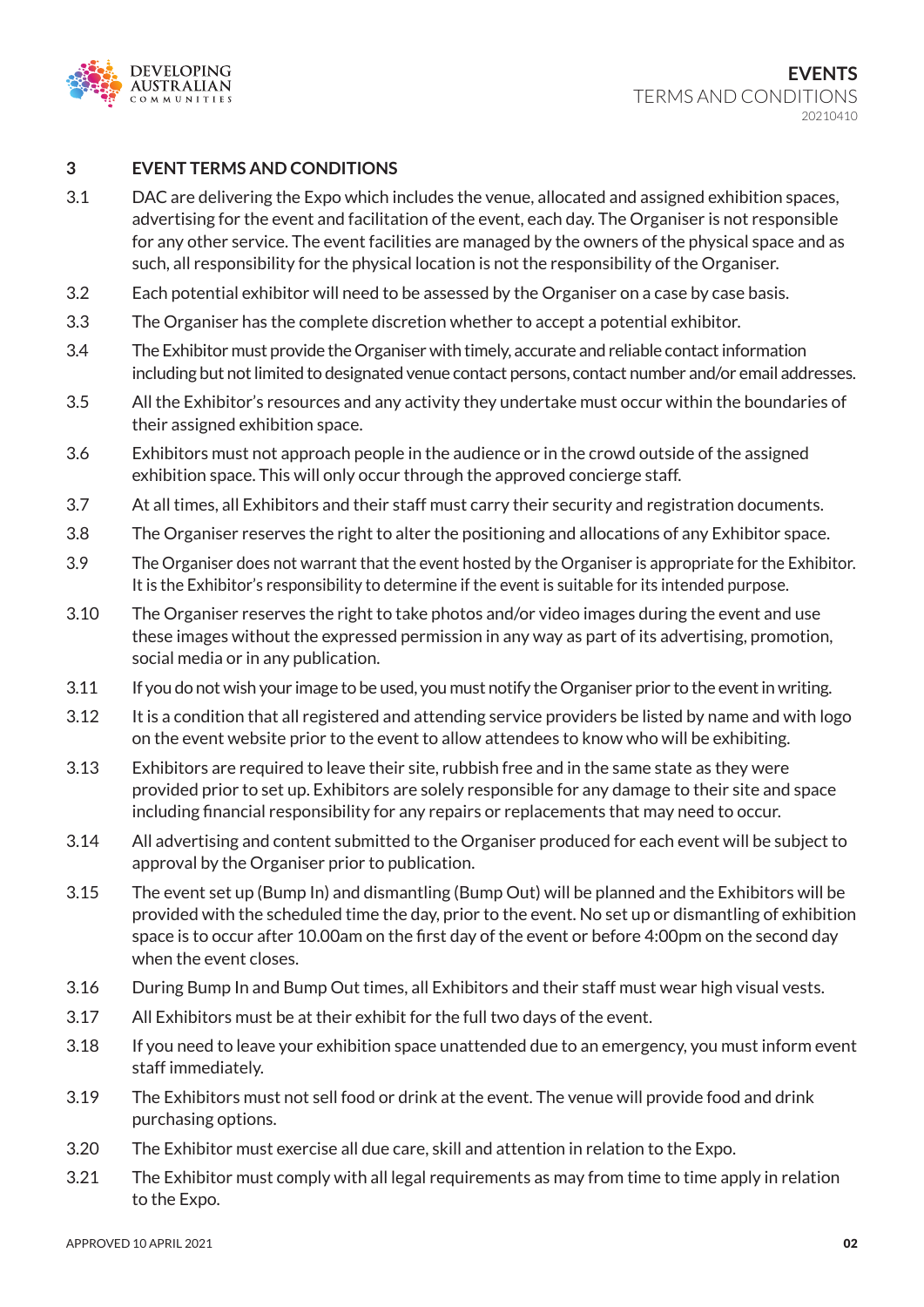## 3 EVENT TERMS AND CONDITIONS

3.1 DAC are delivering the Expo which includes the venue, allocated and assigned exhibition spaces, advertising for the event and facilitation of the event, each day. The Organiser is not responsible for any other service. The event facilities are managed by the owners of the physical space and as such, all responsibility for the physical location is not the responsibility of the Organiser.

3.2 Each potential exhibitor will need to be assessed by the Organiser on a case by case basis.

3.3 The Organiser has the complete discretion whether to accept a potential exhibitor.

3.4 The Exhibitor must provide the Organiser with timely, accurate and reliable contact information including but not limited to designated venue contact persons, contact number and/or email addresses.

3.5 All the Exhibitor's resources and any activity they undertake must occur within the boundaries of their assigned exhibition space.

3.6 Exhibitors must not approach people in the audience or in the crowd outside of the assigned exhibition space. This will only occur through the approved concierge staff.

3.7 At all times, all Exhibitors and their staff must carry their security and registration documents.

3.8 The Organiser reserves the right to alter the positioning and allocations of any Exhibitor space.

3.9 The Organiser does not warrant that the event hosted by the Organiser is appropriate for the Exhibitor. It is the Exhibitor's responsibility to determine if the event is suitable for its intended purpose.

3.10 The Organiser reserves the right to take photos and/or video images during the event and use these images without the expressed permission in any way as part of its advertising, promotion, social media or in any publication.

3.11 If you do not wish your image to be used, you must notify the Organiser prior to the event in writing.

3.12 It is a condition that all registered and attending service providers be listed by name and with logo on the event website prior to the event to allow attendees to know who will be exhibiting.

3.13 Exhibitors are required to leave their site, rubbish free and in the same state as they were provided prior to set up. Exhibitors are solely responsible for any damage to their site and space including financial responsibility for any repairs or replacements that may need to occur.

3.14 All advertising and content submitted to the Organiser produced for each event will be subject to approval by the Organiser prior to publication.

3.15 The event set up (Bump In) and dismantling (Bump Out) will be planned and the Exhibitors will be provided with the scheduled time the day, prior to the event. No set up or dismantling of exhibition space is to occur after 10.00am on the first day of the event or before 4:00pm on the second day when the event closes.

3.16 During Bump In and Bump Out times, all Exhibitors and their staff must wear high visual vests.

3.17 All Exhibitors must be at their exhibit for the full two days of the event.

3.18 If you need to leave your exhibition space unattended due to an emergency, you must inform event staff immediately.

3.19 The Exhibitors must not sell food or drink at the event. The venue will provide food and drink purchasing options.

3.20 The Exhibitor must exercise all due care, skill and attention in relation to the Expo.

3.21 The Exhibitor must comply with all legal requirements as may from time to time apply in relation to the Expo.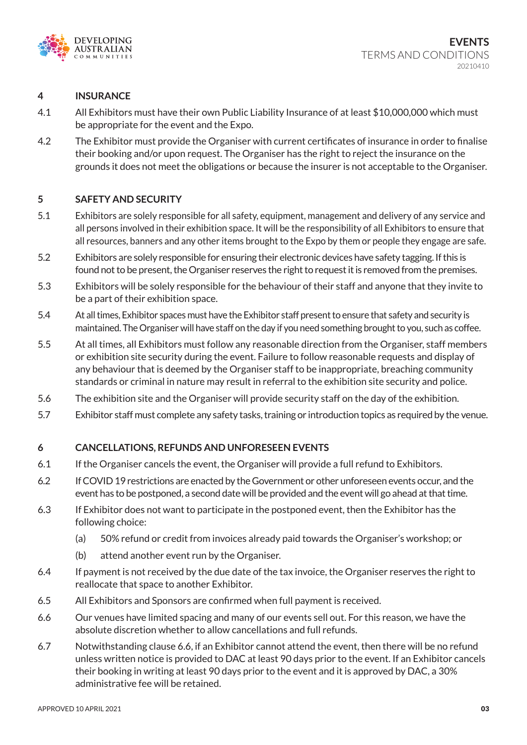## 4 INSURANCE

4.1 All Exhibitors must have their own Public Liability Insurance of at least $10,000,000 which must be appropriate for the event and the Expo.

4.2 The Exhibitor must provide the Organiser with current certificates of insurance in order to finalise their booking and/or upon request. The Organiser has the right to reject the insurance on the grounds it does not meet the obligations or because the insurer is not acceptable to the Organiser.

## 5 SAFETY AND SECURITY

5.1 Exhibitors are solely responsible for all safety, equipment, management and delivery of any service and all persons involved in their exhibition space. It will be the responsibility of all Exhibitors to ensure that all resources, banners and any other items brought to the Expo by them or people they engage are safe.

5.2 Exhibitors are solely responsible for ensuring their electronic devices have safety tagging. If this is found not to be present, the Organiser reserves the right to request it is removed from the premises.

5.3 Exhibitors will be solely responsible for the behaviour of their staff and anyone that they invite to be a part of their exhibition space.

5.4 At all times, Exhibitor spaces must have the Exhibitor staff present to ensure that safety and security is maintained. The Organiser will have staff on the day if you need something brought to you, such as coffee.

5.5 At all times, all Exhibitors must follow any reasonable direction from the Organiser, staff members or exhibition site security during the event. Failure to follow reasonable requests and display of any behaviour that is deemed by the Organiser staff to be inappropriate, breaching community standards or criminal in nature may result in referral to the exhibition site security and police.

5.6 The exhibition site and the Organiser will provide security staff on the day of the exhibition.

5.7 Exhibitor staff must complete any safety tasks, training or introduction topics as required by the venue.

## 6 CANCELLATIONS, REFUNDS AND UNFORESEEN EVENTS

6.1 If the Organiser cancels the event, the Organiser will provide a full refund to Exhibitors.

6.2 If COVID 19 restrictions are enacted by the Government or other unforeseen events occur, and the event has to be postponed, a second date will be provided and the event will go ahead at that time.

6.3 If Exhibitor does not want to participate in the postponed event, then the Exhibitor has the following choice:

(a) 50% refund or credit from invoices already paid towards the Organiser's workshop; or

(b) attend another event run by the Organiser.

6.4 If payment is not received by the due date of the tax invoice, the Organiser reserves the right to reallocate that space to another Exhibitor.

6.5 All Exhibitors and Sponsors are confirmed when full payment is received.

6.6 Our venues have limited spacing and many of our events sell out. For this reason, we have the absolute discretion whether to allow cancellations and full refunds.

6.7 Notwithstanding clause 6.6, if an Exhibitor cannot attend the event, then there will be no refund unless written notice is provided to DAC at least 90 days prior to the event. If an Exhibitor cancels their booking in writing at least 90 days prior to the event and it is approved by DAC, a 30% administrative fee will be retained.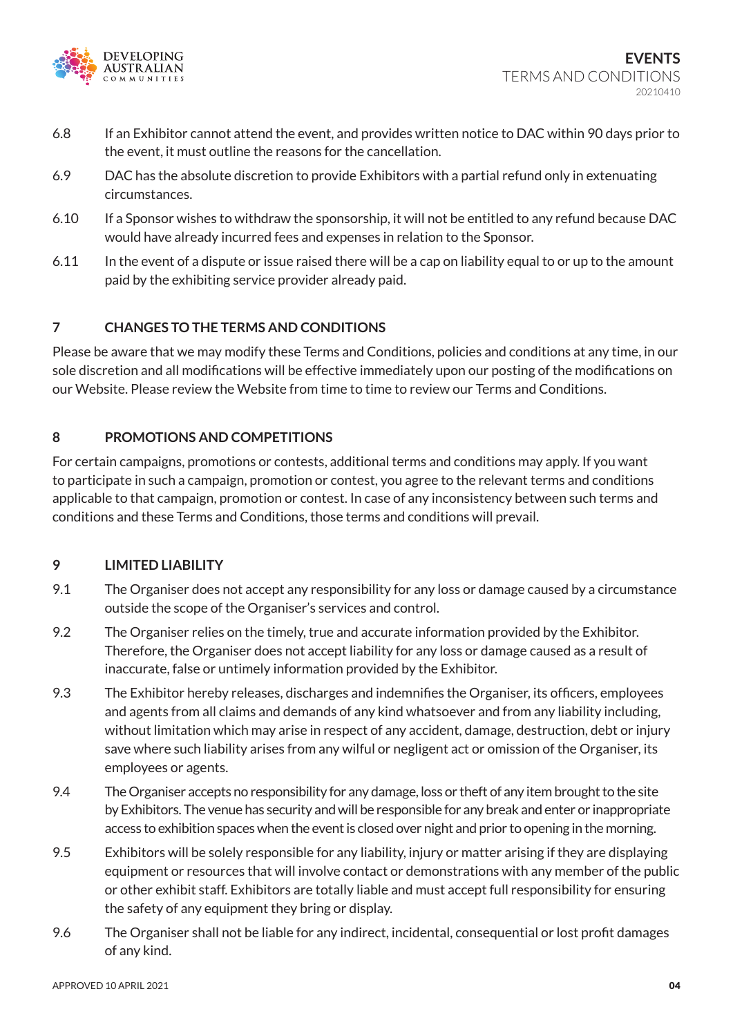6.8 If an Exhibitor cannot attend the event, and provides written notice to DAC within 90 days prior to the event, it must outline the reasons for the cancellation.

6.9 DAC has the absolute discretion to provide Exhibitors with a partial refund only in extenuating circumstances.

6.10 If a Sponsor wishes to withdraw the sponsorship, it will not be entitled to any refund because DAC would have already incurred fees and expenses in relation to the Sponsor.

6.11 In the event of a dispute or issue raised there will be a cap on liability equal to or up to the amount paid by the exhibiting service provider already paid.

## 7 CHANGES TO THE TERMS AND CONDITIONS

Please be aware that we may modify these Terms and Conditions, policies and conditions at any time, in our sole discretion and all modifications will be effective immediately upon our posting of the modifications on our Website. Please review the Website from time to time to review our Terms and Conditions.

## 8 PROMOTIONS AND COMPETITIONS

For certain campaigns, promotions or contests, additional terms and conditions may apply. If you want to participate in such a campaign, promotion or contest, you agree to the relevant terms and conditions applicable to that campaign, promotion or contest. In case of any inconsistency between such terms and conditions and these Terms and Conditions, those terms and conditions will prevail.

## 9 LIMITED LIABILITY

9.1 The Organiser does not accept any responsibility for any loss or damage caused by a circumstance outside the scope of the Organiser's services and control.

9.2 The Organiser relies on the timely, true and accurate information provided by the Exhibitor. Therefore, the Organiser does not accept liability for any loss or damage caused as a result of inaccurate, false or untimely information provided by the Exhibitor.

9.3 The Exhibitor hereby releases, discharges and indemnifies the Organiser, its officers, employees and agents from all claims and demands of any kind whatsoever and from any liability including, without limitation which may arise in respect of any accident, damage, destruction, debt or injury save where such liability arises from any wilful or negligent act or omission of the Organiser, its employees or agents.

9.4 The Organiser accepts no responsibility for any damage, loss or theft of any item brought to the site by Exhibitors. The venue has security and will be responsible for any break and enter or inappropriate access to exhibition spaces when the event is closed over night and prior to opening in the morning.

9.5 Exhibitors will be solely responsible for any liability, injury or matter arising if they are displaying equipment or resources that will involve contact or demonstrations with any member of the public or other exhibit staff. Exhibitors are totally liable and must accept full responsibility for ensuring the safety of any equipment they bring or display.

9.6 The Organiser shall not be liable for any indirect, incidental, consequential or lost profit damages of any kind.